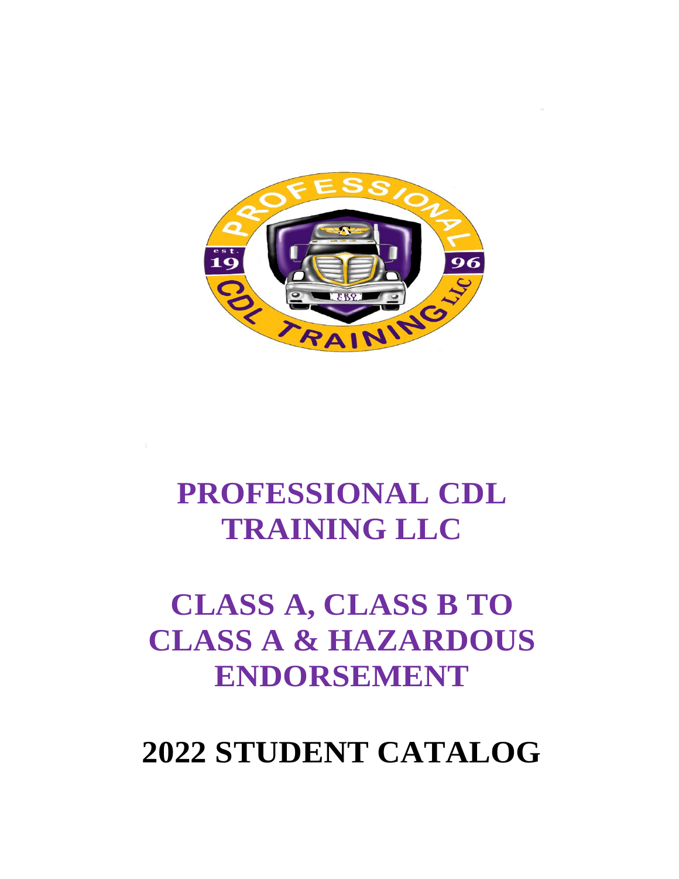# PROFESSIONAL CDL TRAINING LLC

# CLASS A, CLASS B TO CLASS A & HAZARDOUS ENDORSEMENT

# 2022 STUDENT CATALOG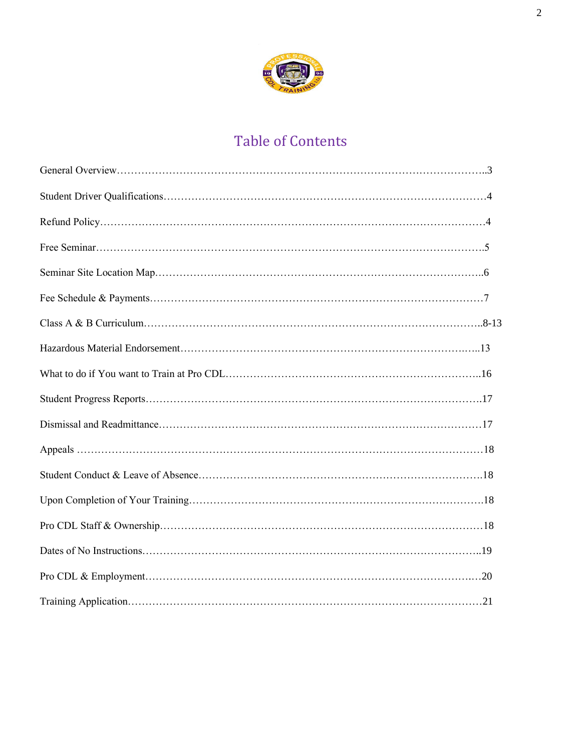# Table of Contents

| Section | Page |
|---|---|
| General Overview | 3 |
| Student Driver Qualifications | 4 |
| Refund Policy | 4 |
| Free Seminar | 5 |
| Seminar Site Location Map | 6 |
| Fee Schedule & Payments | 7 |
| Class A & B Curriculum | 8-13 |
| Hazardous Material Endorsement | 13 |
| What to do if You want to Train at Pro CDL | 16 |
| Student Progress Reports | 17 |
| Dismissal and Readmittance | 17 |
| Appeals | 18 |
| Student Conduct & Leave of Absence | 18 |
| Upon Completion of Your Training | 18 |
| Pro CDL Staff & Ownership | 18 |
| Dates of No Instructions | 19 |
| Pro CDL & Employment | 20 |
| Training Application | 21 |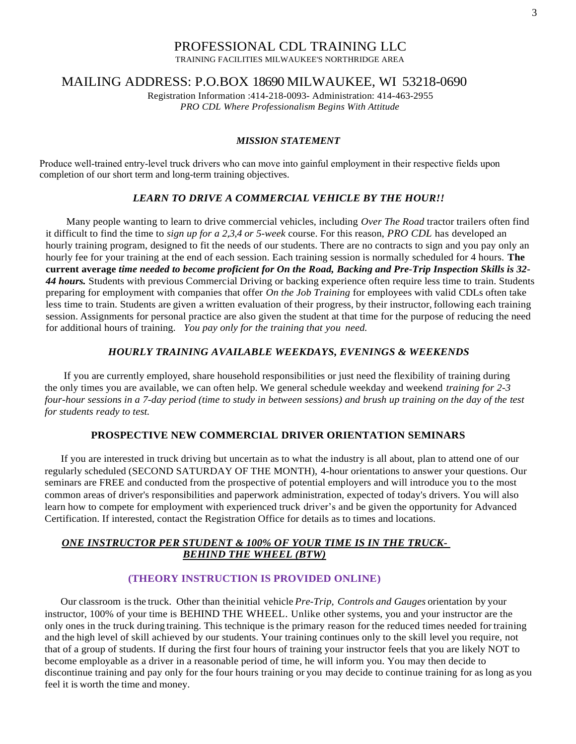# PROFESSIONAL CDL TRAINING LLC

TRAINING FACILITIES MILWAUKEE'S NORTHRIDGE AREA

## MAILING ADDRESS: P.O.BOX 18690 MILWAUKEE, WI 53218-0690

Registration Information :414-218-0093- Administration: 414-463-2955

*PRO CDL Where Professionalism Begins With Attitude*

### *MISSION STATEMENT*

Produce well-trained entry-level truck drivers who can move into gainful employment in their respective fields upon completion of our short term and long-term training objectives.

### *LEARN TO DRIVE A COMMERCIAL VEHICLE BY THE HOUR!!*

Many people wanting to learn to drive commercial vehicles, including *Over The Road* tractor trailers often find it difficult to find the time to *sign up for a 2,3,4 or 5-week* course. For this reason, *PRO CDL* has developed an hourly training program, designed to fit the needs of our students. There are no contracts to sign and you pay only an hourly fee for your training at the end of each session. Each training session is normally scheduled for 4 hours. **The current average *time needed to become proficient for On the Road, Backing and Pre-Trip Inspection Skills is 32-44 hours.*** Students with previous Commercial Driving or backing experience often require less time to train. Students preparing for employment with companies that offer *On the Job Training* for employees with valid CDLs often take less time to train. Students are given a written evaluation of their progress, by their instructor, following each training session. Assignments for personal practice are also given the student at that time for the purpose of reducing the need for additional hours of training. *You pay only for the training that you need.*

### *HOURLY TRAINING AVAILABLE WEEKDAYS, EVENINGS & WEEKENDS*

If you are currently employed, share household responsibilities or just need the flexibility of training during the only times you are available, we can often help. We general schedule weekday and weekend *training for 2-3 four-hour sessions in a 7-day period (time to study in between sessions) and brush up training on the day of the test for students ready to test.*

### PROSPECTIVE NEW COMMERCIAL DRIVER ORIENTATION SEMINARS

If you are interested in truck driving but uncertain as to what the industry is all about, plan to attend one of our regularly scheduled (SECOND SATURDAY OF THE MONTH), 4-hour orientations to answer your questions. Our seminars are FREE and conducted from the prospective of potential employers and will introduce you to the most common areas of driver's responsibilities and paperwork administration, expected of today's drivers. You will also learn how to compete for employment with experienced truck driver's and be given the opportunity for Advanced Certification. If interested, contact the Registration Office for details as to times and locations.

### *ONE INSTRUCTOR PER STUDENT & 100% OF YOUR TIME IS IN THE TRUCK- BEHIND THE WHEEL (BTW)*

**(THEORY INSTRUCTION IS PROVIDED ONLINE)**

Our classroom is the truck. Other than the initial vehicle *Pre-Trip, Controls and Gauges* orientation by your instructor, 100% of your time is BEHIND THE WHEEL. Unlike other systems, you and your instructor are the only ones in the truck during training. This technique is the primary reason for the reduced times needed for training and the high level of skill achieved by our students. Your training continues only to the skill level you require, not that of a group of students. If during the first four hours of training your instructor feels that you are likely NOT to become employable as a driver in a reasonable period of time, he will inform you. You may then decide to discontinue training and pay only for the four hours training or you may decide to continue training for as long as you feel it is worth the time and money.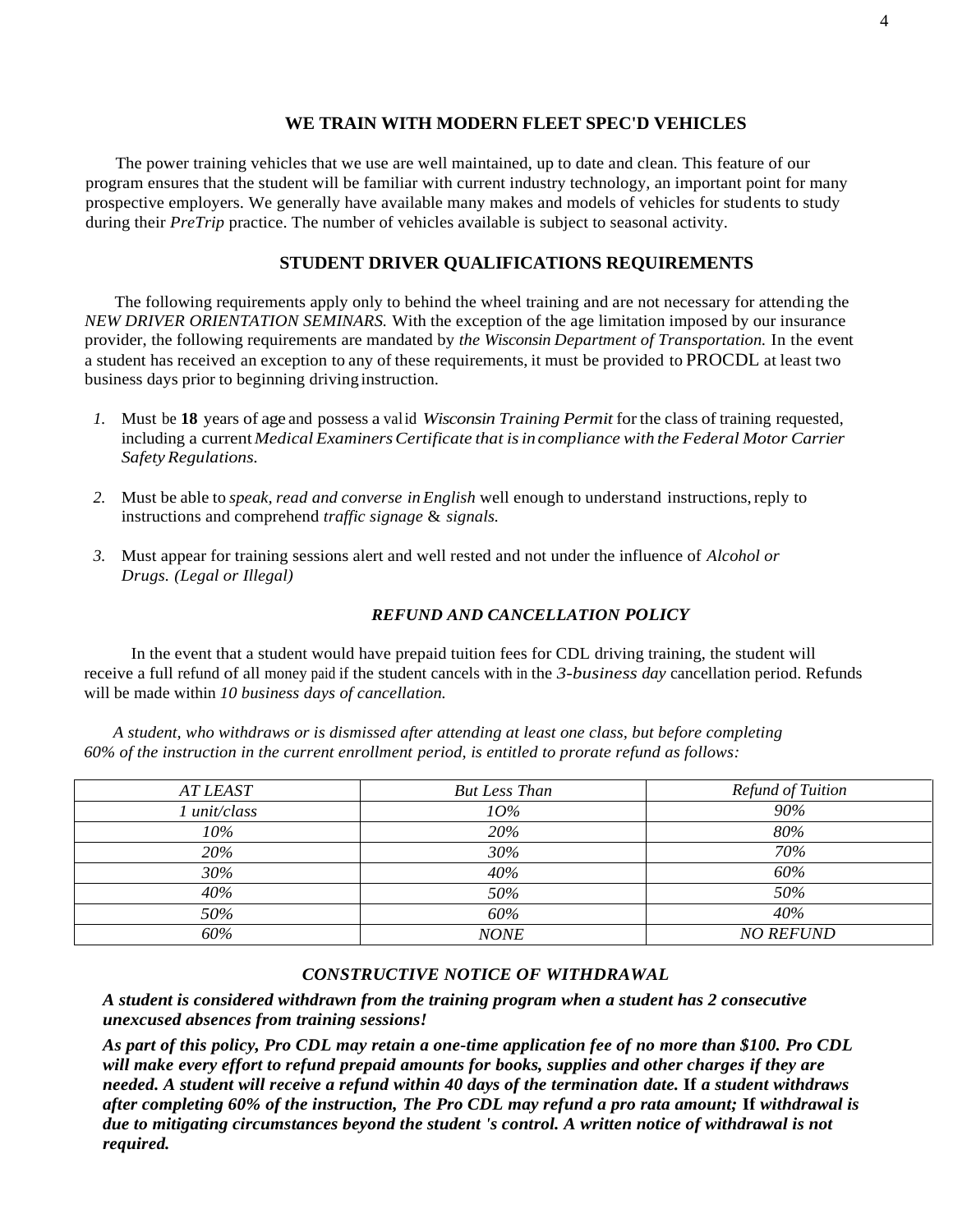## WE TRAIN WITH MODERN FLEET SPEC'D VEHICLES

The power training vehicles that we use are well maintained, up to date and clean. This feature of our program ensures that the student will be familiar with current industry technology, an important point for many prospective employers. We generally have available many makes and models of vehicles for students to study during their *PreTrip* practice. The number of vehicles available is subject to seasonal activity.

## STUDENT DRIVER QUALIFICATIONS REQUIREMENTS

The following requirements apply only to behind the wheel training and are not necessary for attending the *NEW DRIVER ORIENTATION SEMINARS.* With the exception of the age limitation imposed by our insurance provider, the following requirements are mandated by *the Wisconsin Department of Transportation.* In the event a student has received an exception to any of these requirements, it must be provided to PROCDL at least two business days prior to beginning driving instruction.

1. Must be **18** years of age and possess a valid *Wisconsin Training Permit* for the class of training requested, including a current *Medical Examiners Certificate that is in compliance with the Federal Motor Carrier Safety Regulations.*
2. Must be able to *speak, read and converse in English* well enough to understand instructions, reply to instructions and comprehend *traffic signage* & *signals.*
3. Must appear for training sessions alert and well rested and not under the influence of *Alcohol or Drugs. (Legal or Illegal)*

## *REFUND AND CANCELLATION POLICY*

In the event that a student would have prepaid tuition fees for CDL driving training, the student will receive a full refund of all money paid if the student cancels with in the *3-business day* cancellation period. Refunds will be made within *10 business days of cancellation.*

*A student, who withdraws or is dismissed after attending at least one class, but before completing 60% of the instruction in the current enrollment period, is entitled to prorate refund as follows:*

| *AT LEAST* | *But Less Than* | *Refund of Tuition* |
|---|---|---|
| *1 unit/class* | *1O%* | *90%* |
| *10%* | *20%* | *80%* |
| *20%* | *30%* | *70%* |
| *30%* | *40%* | *60%* |
| *40%* | *50%* | *50%* |
| *50%* | *60%* | *40%* |
| *60%* | *NONE* | *NO REFUND* |

## *CONSTRUCTIVE NOTICE OF WITHDRAWAL*

***A student is considered withdrawn from the training program when a student has 2 consecutive unexcused absences from training sessions!***

***As part of this policy, Pro CDL may retain a one-time application fee of no more than $100. Pro CDL will make every effort to refund prepaid amounts for books, supplies and other charges if they are needed. A student will receive a refund within 40 days of the termination date.*** **If** ***a student withdraws after completing 60% of the instruction, The Pro CDL may refund a pro rata amount;*** **If** ***withdrawal is due to mitigating circumstances beyond the student 's control. A written notice of withdrawal is not required.***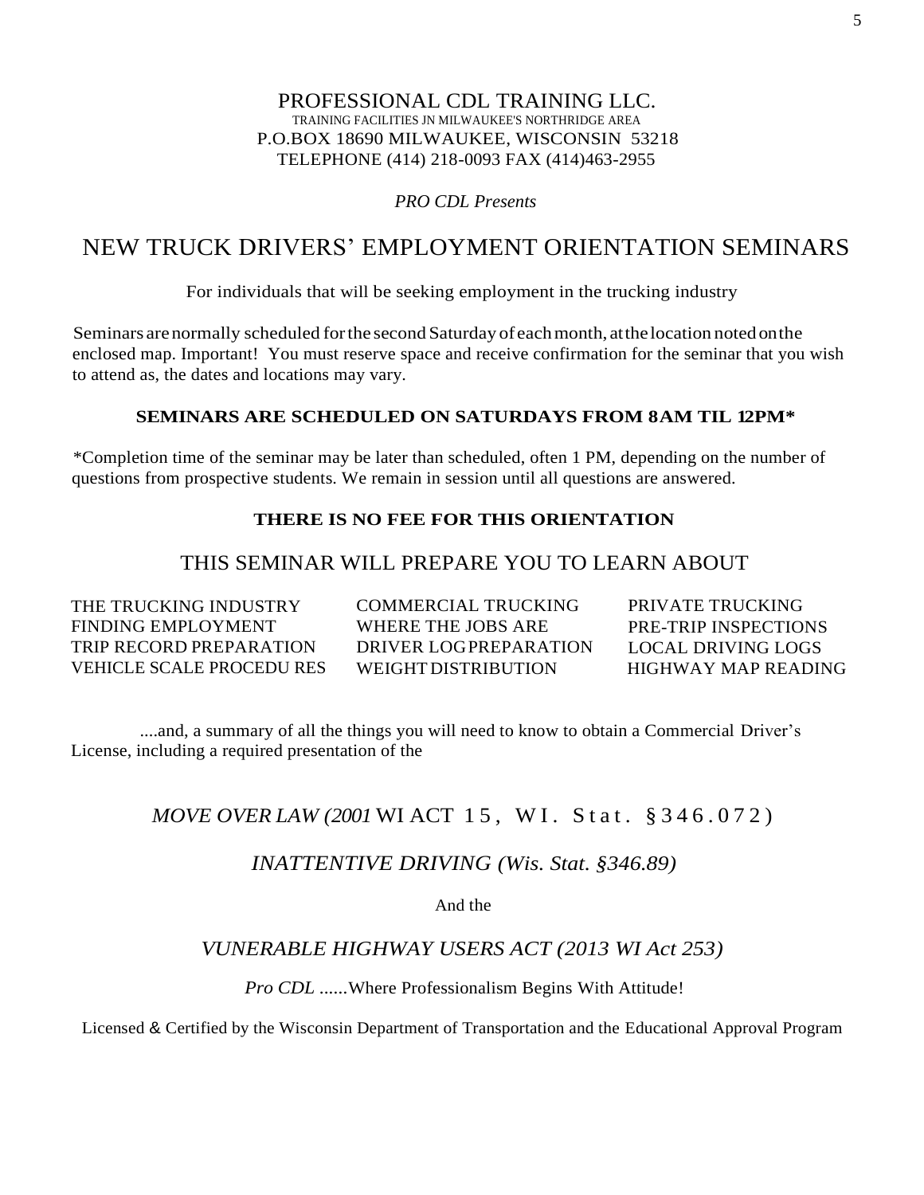PROFESSIONAL CDL TRAINING LLC.
TRAINING FACILITIES JN MILWAUKEE'S NORTHRIDGE AREA
P.O.BOX 18690 MILWAUKEE, WISCONSIN 53218
TELEPHONE (414) 218-0093 FAX (414)463-2955

*PRO CDL Presents*

# NEW TRUCK DRIVERS' EMPLOYMENT ORIENTATION SEMINARS

For individuals that will be seeking employment in the trucking industry

Seminars are normally scheduled for the second Saturday of each month, at the location noted on the enclosed map. Important! You must reserve space and receive confirmation for the seminar that you wish to attend as, the dates and locations may vary.

**SEMINARS ARE SCHEDULED ON SATURDAYS FROM 8AM TIL 12PM***

*Completion time of the seminar may be later than scheduled, often 1 PM, depending on the number of questions from prospective students. We remain in session until all questions are answered.

**THERE IS NO FEE FOR THIS ORIENTATION**

## THIS SEMINAR WILL PREPARE YOU TO LEARN ABOUT

| | | |
|---|---|---|
| THE TRUCKING INDUSTRY | COMMERCIAL TRUCKING | PRIVATE TRUCKING |
| FINDING EMPLOYMENT | WHERE THE JOBS ARE | PRE-TRIP INSPECTIONS |
| TRIP RECORD PREPARATION | DRIVER LOG PREPARATION | LOCAL DRIVING LOGS |
| VEHICLE SCALE PROCEDU RES | WEIGHT DISTRIBUTION | HIGHWAY MAP READING |

....and, a summary of all the things you will need to know to obtain a Commercial Driver's License, including a required presentation of the

*MOVE OVER LAW (2001* WI ACT 15, WI. Stat. §346.072)

*INATTENTIVE DRIVING (Wis. Stat. §346.89)*

And the

*VUNERABLE HIGHWAY USERS ACT (2013 WI Act 253)*

*Pro CDL* ......Where Professionalism Begins With Attitude!

Licensed & Certified by the Wisconsin Department of Transportation and the Educational Approval Program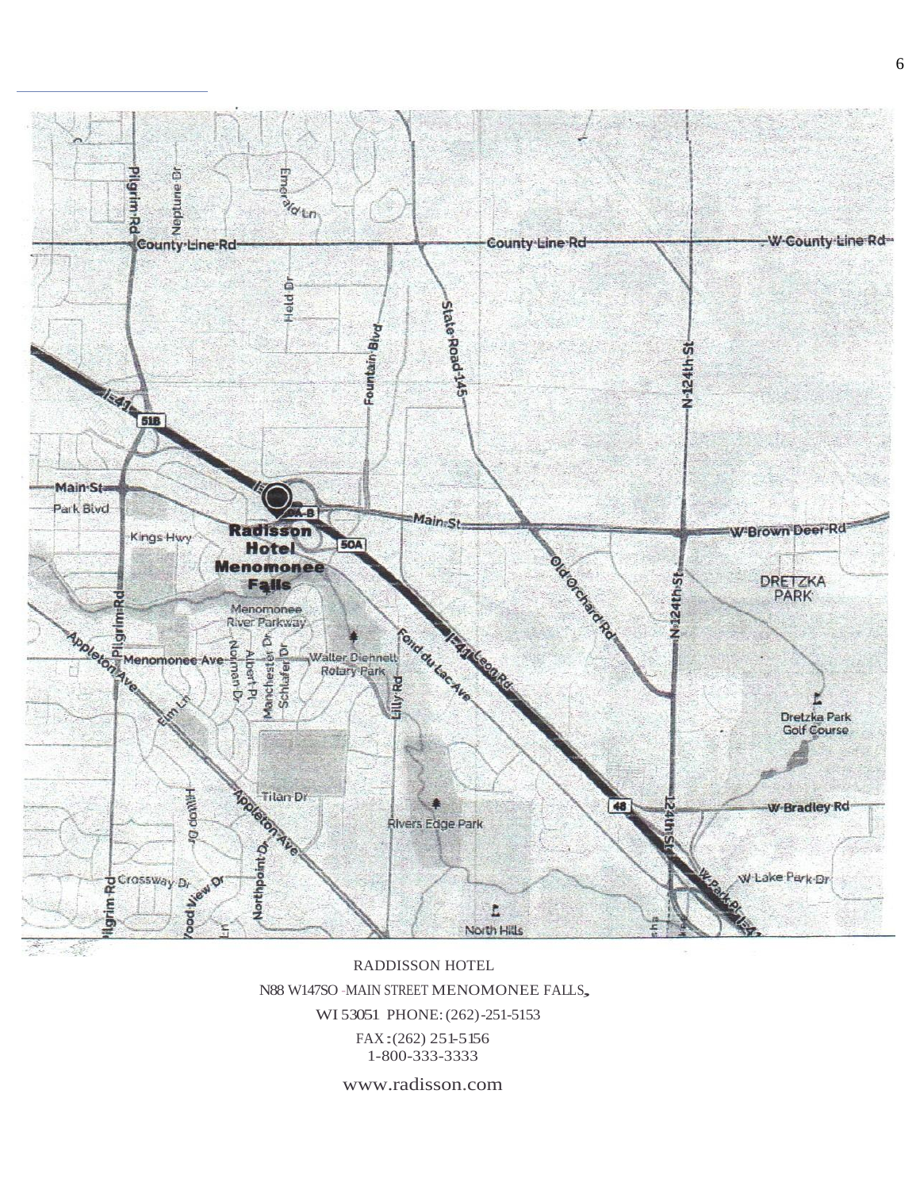RADDISSON HOTEL

N88 W147SO -MAIN STREET MENOMONEE FALLS,

WI 53051 PHONE: (262)-251-5153

FAX: (262) 251-5156

1-800-333-3333

www.radisson.com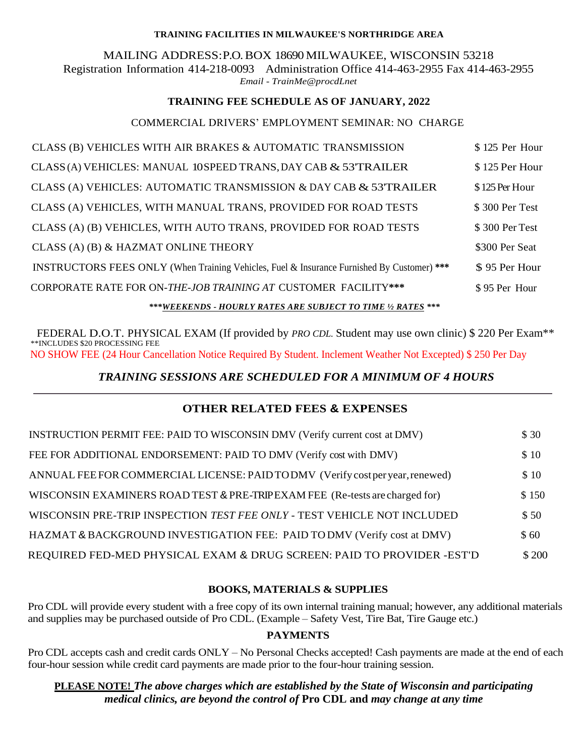**TRAINING FACILITIES IN MILWAUKEE'S NORTHRIDGE AREA**

MAILING ADDRESS:P.O. BOX 18690 MILWAUKEE, WISCONSIN 53218
Registration Information 414-218-0093 Administration Office 414-463-2955 Fax 414-463-2955
*Email - TrainMe@procdLnet*

**TRAINING FEE SCHEDULE AS OF JANUARY, 2022**

COMMERCIAL DRIVERS' EMPLOYMENT SEMINAR: NO CHARGE

| | |
|---|---|
| CLASS (B) VEHICLES WITH AIR BRAKES & AUTOMATIC TRANSMISSION | $ 125 Per Hour |
| CLASS (A) VEHICLES: MANUAL 10 SPEED TRANS, DAY CAB & 53'TRAILER | $ 125 Per Hour |
| CLASS (A) VEHICLES: AUTOMATIC TRANSMISSION & DAY CAB & 53'TRAILER | $ 125 Per Hour |
| CLASS (A) VEHICLES, WITH MANUAL TRANS, PROVIDED FOR ROAD TESTS | $ 300 Per Test |
| CLASS (A) (B) VEHICLES, WITH AUTO TRANS, PROVIDED FOR ROAD TESTS | $ 300 Per Test |
| CLASS (A) (B) & HAZMAT ONLINE THEORY | $300 Per Seat |
| INSTRUCTORS FEES ONLY (When Training Vehicles, Fuel & Insurance Furnished By Customer) *** | $ 95 Per Hour |
| CORPORATE RATE FOR ON-*THE-JOB TRAINING AT* CUSTOMER FACILITY*** | $ 95 Per Hour |

***\*\*\*<u>WEEKENDS - HOURLY RATES ARE SUBJECT TO TIME ½ RATES</u> \*\*\****

FEDERAL D.O.T. PHYSICAL EXAM (If provided by *PRO CDL.* Student may use own clinic) $ 220 Per Exam**
**INCLUDES $20 PROCESSING FEE

NO SHOW FEE (24 Hour Cancellation Notice Required By Student. Inclement Weather Not Excepted) $ 250 Per Day

***TRAINING SESSIONS ARE SCHEDULED FOR A MINIMUM OF 4 HOURS***

---

## OTHER RELATED FEES & EXPENSES

| | |
|---|---|
| INSTRUCTION PERMIT FEE: PAID TO WISCONSIN DMV (Verify current cost at DMV) | $ 30 |
| FEE FOR ADDITIONAL ENDORSEMENT: PAID TO DMV (Verify cost with DMV) | $ 10 |
| ANNUAL FEE FOR COMMERCIAL LICENSE: PAID TO DMV (Verify cost per year, renewed) | $ 10 |
| WISCONSIN EXAMINERS ROAD TEST & PRE-TRIP EXAM FEE (Re-tests are charged for) | $ 150 |
| WISCONSIN PRE-TRIP INSPECTION *TEST FEE ONLY* - TEST VEHICLE NOT INCLUDED | $ 50 |
| HAZMAT & BACKGROUND INVESTIGATION FEE: PAID TO DMV (Verify cost at DMV) | $ 60 |
| REQUIRED FED-MED PHYSICAL EXAM & DRUG SCREEN: PAID TO PROVIDER -EST'D | $ 200 |

**BOOKS, MATERIALS & SUPPLIES**

Pro CDL will provide every student with a free copy of its own internal training manual; however, any additional materials and supplies may be purchased outside of Pro CDL. (Example – Safety Vest, Tire Bat, Tire Gauge etc.)

**PAYMENTS**

Pro CDL accepts cash and credit cards ONLY – No Personal Checks accepted! Cash payments are made at the end of each four-hour session while credit card payments are made prior to the four-hour training session.

**<u>PLEASE NOTE!</u>** ***The above charges which are established by the State of Wisconsin and participating medical clinics, are beyond the control of* Pro CDL and *may change at any time***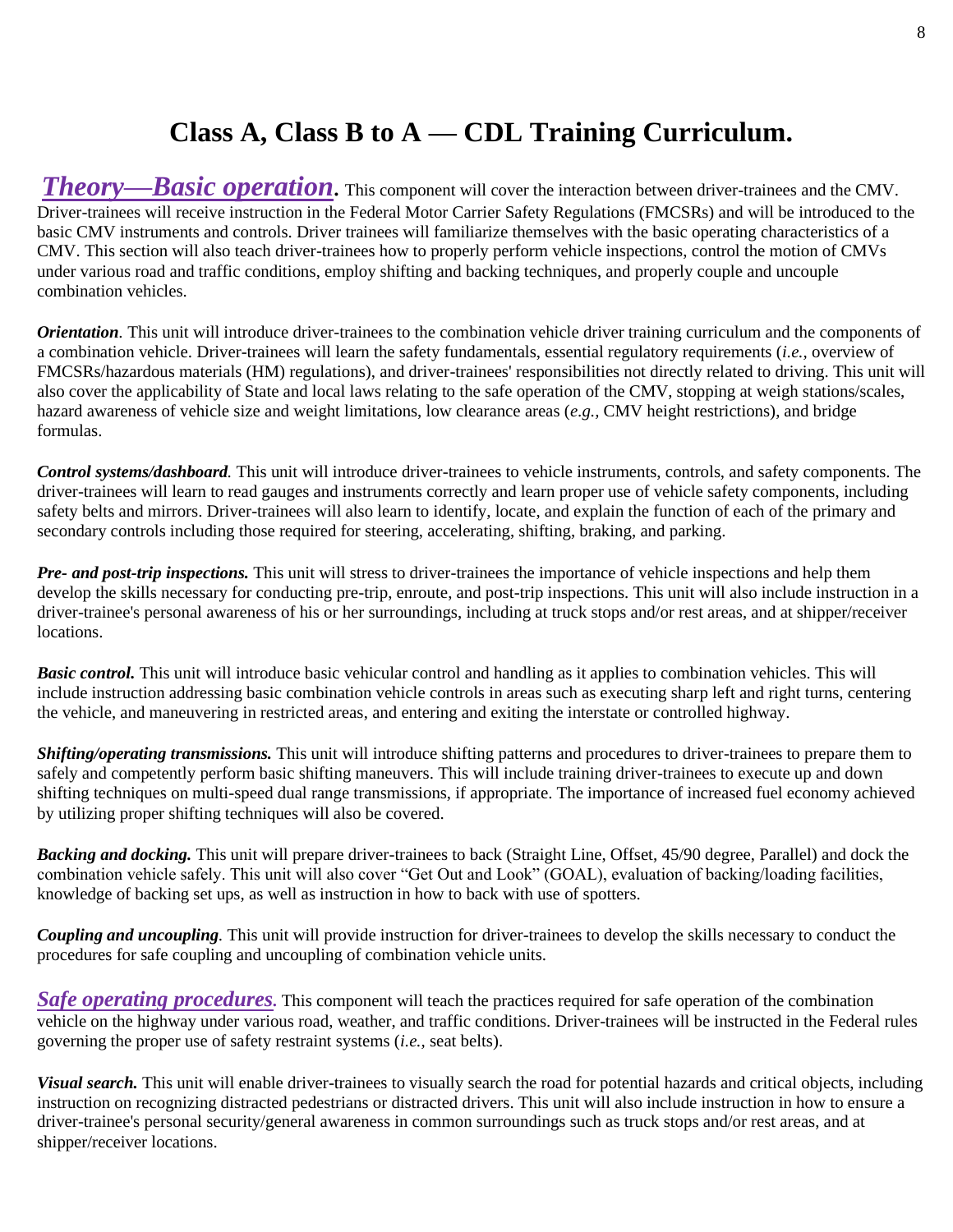# Class A, Class B to A — CDL Training Curriculum.

***Theory—Basic operation***. This component will cover the interaction between driver-trainees and the CMV. Driver-trainees will receive instruction in the Federal Motor Carrier Safety Regulations (FMCSRs) and will be introduced to the basic CMV instruments and controls. Driver trainees will familiarize themselves with the basic operating characteristics of a CMV. This section will also teach driver-trainees how to properly perform vehicle inspections, control the motion of CMVs under various road and traffic conditions, employ shifting and backing techniques, and properly couple and uncouple combination vehicles.

***Orientation***. This unit will introduce driver-trainees to the combination vehicle driver training curriculum and the components of a combination vehicle. Driver-trainees will learn the safety fundamentals, essential regulatory requirements (*i.e.,* overview of FMCSRs/hazardous materials (HM) regulations), and driver-trainees' responsibilities not directly related to driving. This unit will also cover the applicability of State and local laws relating to the safe operation of the CMV, stopping at weigh stations/scales, hazard awareness of vehicle size and weight limitations, low clearance areas (*e.g.,* CMV height restrictions), and bridge formulas.

***Control systems/dashboard***. This unit will introduce driver-trainees to vehicle instruments, controls, and safety components. The driver-trainees will learn to read gauges and instruments correctly and learn proper use of vehicle safety components, including safety belts and mirrors. Driver-trainees will also learn to identify, locate, and explain the function of each of the primary and secondary controls including those required for steering, accelerating, shifting, braking, and parking.

***Pre- and post-trip inspections.*** This unit will stress to driver-trainees the importance of vehicle inspections and help them develop the skills necessary for conducting pre-trip, enroute, and post-trip inspections. This unit will also include instruction in a driver-trainee's personal awareness of his or her surroundings, including at truck stops and/or rest areas, and at shipper/receiver locations.

***Basic control.*** This unit will introduce basic vehicular control and handling as it applies to combination vehicles. This will include instruction addressing basic combination vehicle controls in areas such as executing sharp left and right turns, centering the vehicle, and maneuvering in restricted areas, and entering and exiting the interstate or controlled highway.

***Shifting/operating transmissions.*** This unit will introduce shifting patterns and procedures to driver-trainees to prepare them to safely and competently perform basic shifting maneuvers. This will include training driver-trainees to execute up and down shifting techniques on multi-speed dual range transmissions, if appropriate. The importance of increased fuel economy achieved by utilizing proper shifting techniques will also be covered.

***Backing and docking.*** This unit will prepare driver-trainees to back (Straight Line, Offset, 45/90 degree, Parallel) and dock the combination vehicle safely. This unit will also cover "Get Out and Look" (GOAL), evaluation of backing/loading facilities, knowledge of backing set ups, as well as instruction in how to back with use of spotters.

***Coupling and uncoupling***. This unit will provide instruction for driver-trainees to develop the skills necessary to conduct the procedures for safe coupling and uncoupling of combination vehicle units.

***Safe operating procedures***. This component will teach the practices required for safe operation of the combination vehicle on the highway under various road, weather, and traffic conditions. Driver-trainees will be instructed in the Federal rules governing the proper use of safety restraint systems (*i.e.,* seat belts).

***Visual search.*** This unit will enable driver-trainees to visually search the road for potential hazards and critical objects, including instruction on recognizing distracted pedestrians or distracted drivers. This unit will also include instruction in how to ensure a driver-trainee's personal security/general awareness in common surroundings such as truck stops and/or rest areas, and at shipper/receiver locations.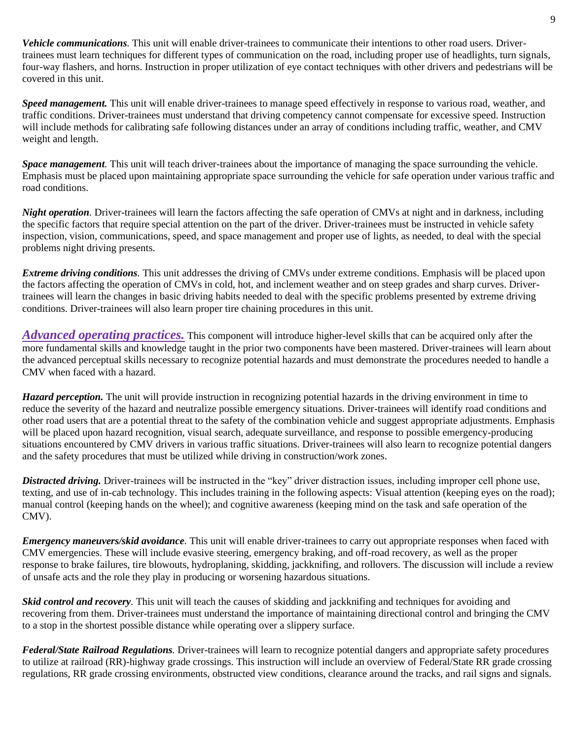***Vehicle communications***. This unit will enable driver-trainees to communicate their intentions to other road users. Driver-trainees must learn techniques for different types of communication on the road, including proper use of headlights, turn signals, four-way flashers, and horns. Instruction in proper utilization of eye contact techniques with other drivers and pedestrians will be covered in this unit.

***Speed management.*** This unit will enable driver-trainees to manage speed effectively in response to various road, weather, and traffic conditions. Driver-trainees must understand that driving competency cannot compensate for excessive speed. Instruction will include methods for calibrating safe following distances under an array of conditions including traffic, weather, and CMV weight and length.

***Space management***. This unit will teach driver-trainees about the importance of managing the space surrounding the vehicle. Emphasis must be placed upon maintaining appropriate space surrounding the vehicle for safe operation under various traffic and road conditions.

***Night operation***. Driver-trainees will learn the factors affecting the safe operation of CMVs at night and in darkness, including the specific factors that require special attention on the part of the driver. Driver-trainees must be instructed in vehicle safety inspection, vision, communications, speed, and space management and proper use of lights, as needed, to deal with the special problems night driving presents.

***Extreme driving conditions***. This unit addresses the driving of CMVs under extreme conditions. Emphasis will be placed upon the factors affecting the operation of CMVs in cold, hot, and inclement weather and on steep grades and sharp curves. Driver-trainees will learn the changes in basic driving habits needed to deal with the specific problems presented by extreme driving conditions. Driver-trainees will also learn proper tire chaining procedures in this unit.

***Advanced operating practices.*** This component will introduce higher-level skills that can be acquired only after the more fundamental skills and knowledge taught in the prior two components have been mastered. Driver-trainees will learn about the advanced perceptual skills necessary to recognize potential hazards and must demonstrate the procedures needed to handle a CMV when faced with a hazard.

***Hazard perception.*** The unit will provide instruction in recognizing potential hazards in the driving environment in time to reduce the severity of the hazard and neutralize possible emergency situations. Driver-trainees will identify road conditions and other road users that are a potential threat to the safety of the combination vehicle and suggest appropriate adjustments. Emphasis will be placed upon hazard recognition, visual search, adequate surveillance, and response to possible emergency-producing situations encountered by CMV drivers in various traffic situations. Driver-trainees will also learn to recognize potential dangers and the safety procedures that must be utilized while driving in construction/work zones.

***Distracted driving.*** Driver-trainees will be instructed in the "key" driver distraction issues, including improper cell phone use, texting, and use of in-cab technology. This includes training in the following aspects: Visual attention (keeping eyes on the road); manual control (keeping hands on the wheel); and cognitive awareness (keeping mind on the task and safe operation of the CMV).

***Emergency maneuvers/skid avoidance***. This unit will enable driver-trainees to carry out appropriate responses when faced with CMV emergencies. These will include evasive steering, emergency braking, and off-road recovery, as well as the proper response to brake failures, tire blowouts, hydroplaning, skidding, jackknifing, and rollovers. The discussion will include a review of unsafe acts and the role they play in producing or worsening hazardous situations.

***Skid control and recovery***. This unit will teach the causes of skidding and jackknifing and techniques for avoiding and recovering from them. Driver-trainees must understand the importance of maintaining directional control and bringing the CMV to a stop in the shortest possible distance while operating over a slippery surface.

***Federal/State Railroad Regulations***. Driver-trainees will learn to recognize potential dangers and appropriate safety procedures to utilize at railroad (RR)-highway grade crossings. This instruction will include an overview of Federal/State RR grade crossing regulations, RR grade crossing environments, obstructed view conditions, clearance around the tracks, and rail signs and signals.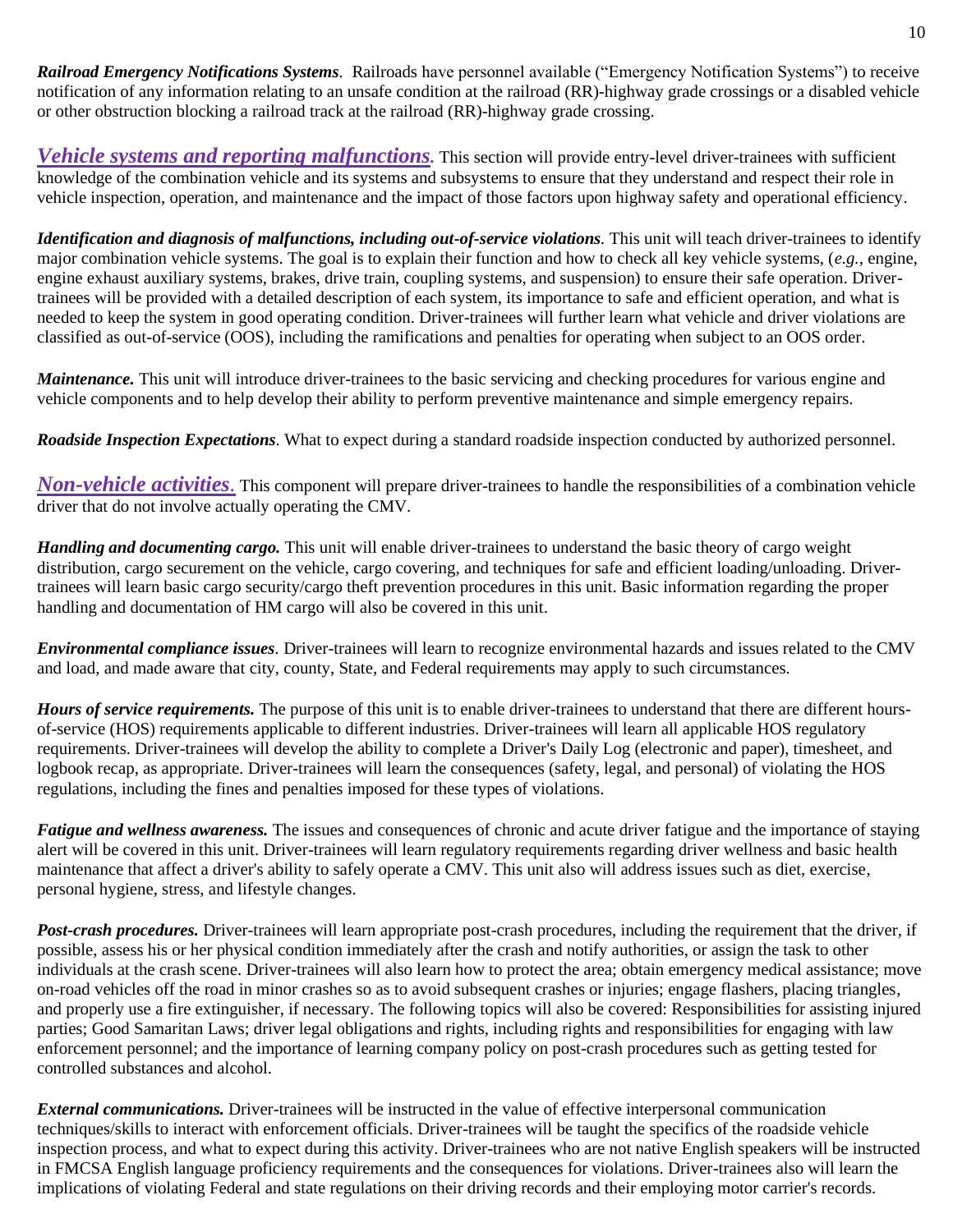***Railroad Emergency Notifications Systems***. Railroads have personnel available ("Emergency Notification Systems") to receive notification of any information relating to an unsafe condition at the railroad (RR)-highway grade crossings or a disabled vehicle or other obstruction blocking a railroad track at the railroad (RR)-highway grade crossing.

***Vehicle systems and reporting malfunctions***. This section will provide entry-level driver-trainees with sufficient knowledge of the combination vehicle and its systems and subsystems to ensure that they understand and respect their role in vehicle inspection, operation, and maintenance and the impact of those factors upon highway safety and operational efficiency.

***Identification and diagnosis of malfunctions, including out-of-service violations***. This unit will teach driver-trainees to identify major combination vehicle systems. The goal is to explain their function and how to check all key vehicle systems, (*e.g.*, engine, engine exhaust auxiliary systems, brakes, drive train, coupling systems, and suspension) to ensure their safe operation. Driver-trainees will be provided with a detailed description of each system, its importance to safe and efficient operation, and what is needed to keep the system in good operating condition. Driver-trainees will further learn what vehicle and driver violations are classified as out-of-service (OOS), including the ramifications and penalties for operating when subject to an OOS order.

***Maintenance.*** This unit will introduce driver-trainees to the basic servicing and checking procedures for various engine and vehicle components and to help develop their ability to perform preventive maintenance and simple emergency repairs.

***Roadside Inspection Expectations***. What to expect during a standard roadside inspection conducted by authorized personnel.

***Non-vehicle activities***. This component will prepare driver-trainees to handle the responsibilities of a combination vehicle driver that do not involve actually operating the CMV.

***Handling and documenting cargo.*** This unit will enable driver-trainees to understand the basic theory of cargo weight distribution, cargo securement on the vehicle, cargo covering, and techniques for safe and efficient loading/unloading. Driver-trainees will learn basic cargo security/cargo theft prevention procedures in this unit. Basic information regarding the proper handling and documentation of HM cargo will also be covered in this unit.

***Environmental compliance issues***. Driver-trainees will learn to recognize environmental hazards and issues related to the CMV and load, and made aware that city, county, State, and Federal requirements may apply to such circumstances.

***Hours of service requirements.*** The purpose of this unit is to enable driver-trainees to understand that there are different hours-of-service (HOS) requirements applicable to different industries. Driver-trainees will learn all applicable HOS regulatory requirements. Driver-trainees will develop the ability to complete a Driver's Daily Log (electronic and paper), timesheet, and logbook recap, as appropriate. Driver-trainees will learn the consequences (safety, legal, and personal) of violating the HOS regulations, including the fines and penalties imposed for these types of violations.

***Fatigue and wellness awareness.*** The issues and consequences of chronic and acute driver fatigue and the importance of staying alert will be covered in this unit. Driver-trainees will learn regulatory requirements regarding driver wellness and basic health maintenance that affect a driver's ability to safely operate a CMV. This unit also will address issues such as diet, exercise, personal hygiene, stress, and lifestyle changes.

***Post-crash procedures.*** Driver-trainees will learn appropriate post-crash procedures, including the requirement that the driver, if possible, assess his or her physical condition immediately after the crash and notify authorities, or assign the task to other individuals at the crash scene. Driver-trainees will also learn how to protect the area; obtain emergency medical assistance; move on-road vehicles off the road in minor crashes so as to avoid subsequent crashes or injuries; engage flashers, placing triangles, and properly use a fire extinguisher, if necessary. The following topics will also be covered: Responsibilities for assisting injured parties; Good Samaritan Laws; driver legal obligations and rights, including rights and responsibilities for engaging with law enforcement personnel; and the importance of learning company policy on post-crash procedures such as getting tested for controlled substances and alcohol.

***External communications.*** Driver-trainees will be instructed in the value of effective interpersonal communication techniques/skills to interact with enforcement officials. Driver-trainees will be taught the specifics of the roadside vehicle inspection process, and what to expect during this activity. Driver-trainees who are not native English speakers will be instructed in FMCSA English language proficiency requirements and the consequences for violations. Driver-trainees also will learn the implications of violating Federal and state regulations on their driving records and their employing motor carrier's records.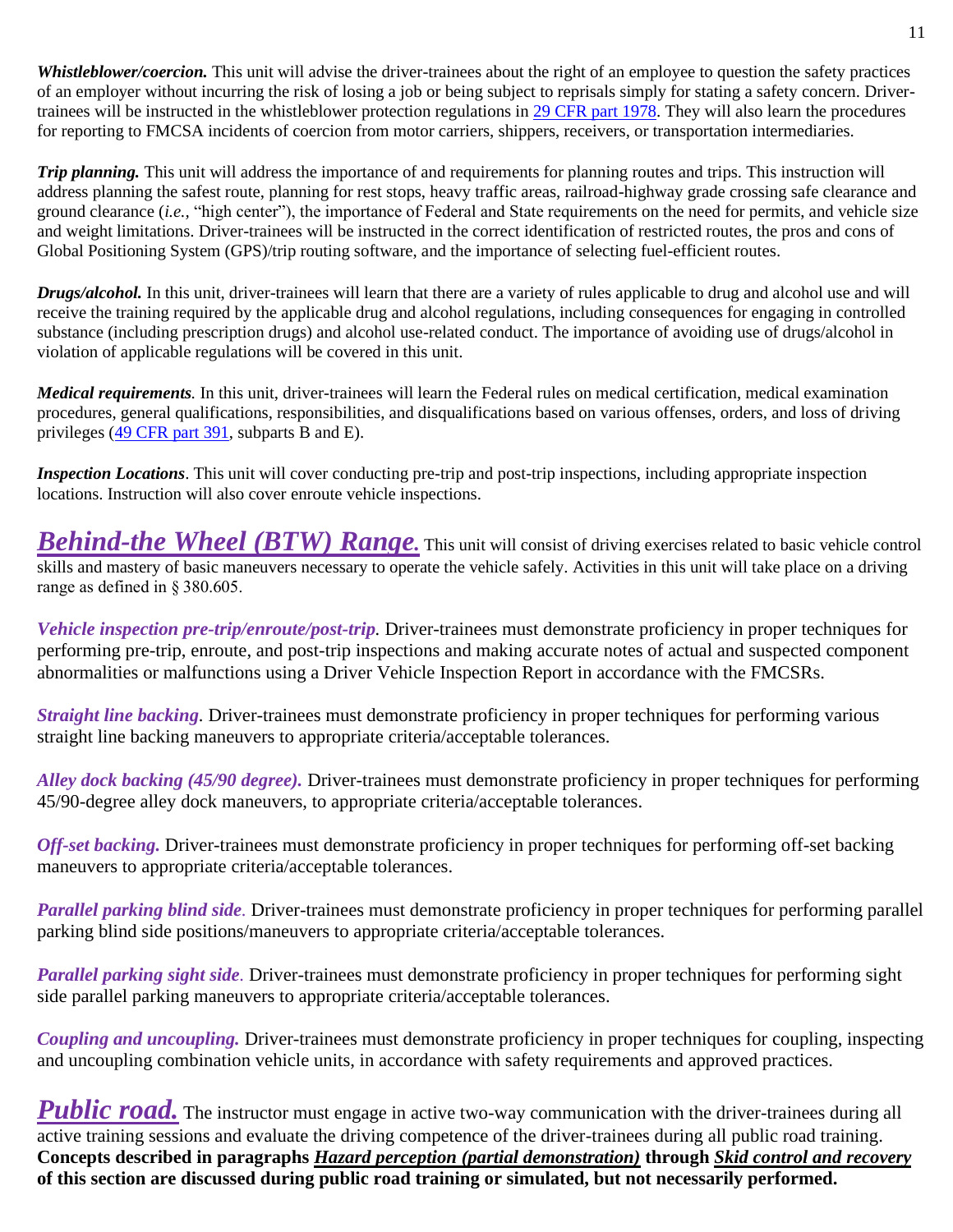***Whistleblower/coercion.*** This unit will advise the driver-trainees about the right of an employee to question the safety practices of an employer without incurring the risk of losing a job or being subject to reprisals simply for stating a safety concern. Driver-trainees will be instructed in the whistleblower protection regulations in [29 CFR part 1978](). They will also learn the procedures for reporting to FMCSA incidents of coercion from motor carriers, shippers, receivers, or transportation intermediaries.

***Trip planning.*** This unit will address the importance of and requirements for planning routes and trips. This instruction will address planning the safest route, planning for rest stops, heavy traffic areas, railroad-highway grade crossing safe clearance and ground clearance (*i.e.*, "high center"), the importance of Federal and State requirements on the need for permits, and vehicle size and weight limitations. Driver-trainees will be instructed in the correct identification of restricted routes, the pros and cons of Global Positioning System (GPS)/trip routing software, and the importance of selecting fuel-efficient routes.

***Drugs/alcohol.*** In this unit, driver-trainees will learn that there are a variety of rules applicable to drug and alcohol use and will receive the training required by the applicable drug and alcohol regulations, including consequences for engaging in controlled substance (including prescription drugs) and alcohol use-related conduct. The importance of avoiding use of drugs/alcohol in violation of applicable regulations will be covered in this unit.

***Medical requirements.*** In this unit, driver-trainees will learn the Federal rules on medical certification, medical examination procedures, general qualifications, responsibilities, and disqualifications based on various offenses, orders, and loss of driving privileges ([49 CFR part 391](), subparts B and E).

***Inspection Locations***. This unit will cover conducting pre-trip and post-trip inspections, including appropriate inspection locations. Instruction will also cover enroute vehicle inspections.

## ***Behind-the Wheel (BTW) Range.***

This unit will consist of driving exercises related to basic vehicle control skills and mastery of basic maneuvers necessary to operate the vehicle safely. Activities in this unit will take place on a driving range as defined in § 380.605.

***Vehicle inspection pre-trip/enroute/post-trip***. Driver-trainees must demonstrate proficiency in proper techniques for performing pre-trip, enroute, and post-trip inspections and making accurate notes of actual and suspected component abnormalities or malfunctions using a Driver Vehicle Inspection Report in accordance with the FMCSRs.

***Straight line backing***. Driver-trainees must demonstrate proficiency in proper techniques for performing various straight line backing maneuvers to appropriate criteria/acceptable tolerances.

***Alley dock backing (45/90 degree).*** Driver-trainees must demonstrate proficiency in proper techniques for performing 45/90-degree alley dock maneuvers, to appropriate criteria/acceptable tolerances.

***Off-set backing.*** Driver-trainees must demonstrate proficiency in proper techniques for performing off-set backing maneuvers to appropriate criteria/acceptable tolerances.

***Parallel parking blind side***. Driver-trainees must demonstrate proficiency in proper techniques for performing parallel parking blind side positions/maneuvers to appropriate criteria/acceptable tolerances.

***Parallel parking sight side***. Driver-trainees must demonstrate proficiency in proper techniques for performing sight side parallel parking maneuvers to appropriate criteria/acceptable tolerances.

***Coupling and uncoupling.*** Driver-trainees must demonstrate proficiency in proper techniques for coupling, inspecting and uncoupling combination vehicle units, in accordance with safety requirements and approved practices.

## ***Public road.***

The instructor must engage in active two-way communication with the driver-trainees during all active training sessions and evaluate the driving competence of the driver-trainees during all public road training. **Concepts described in paragraphs *Hazard perception (partial demonstration)* through *Skid control and recovery* of this section are discussed during public road training or simulated, but not necessarily performed.**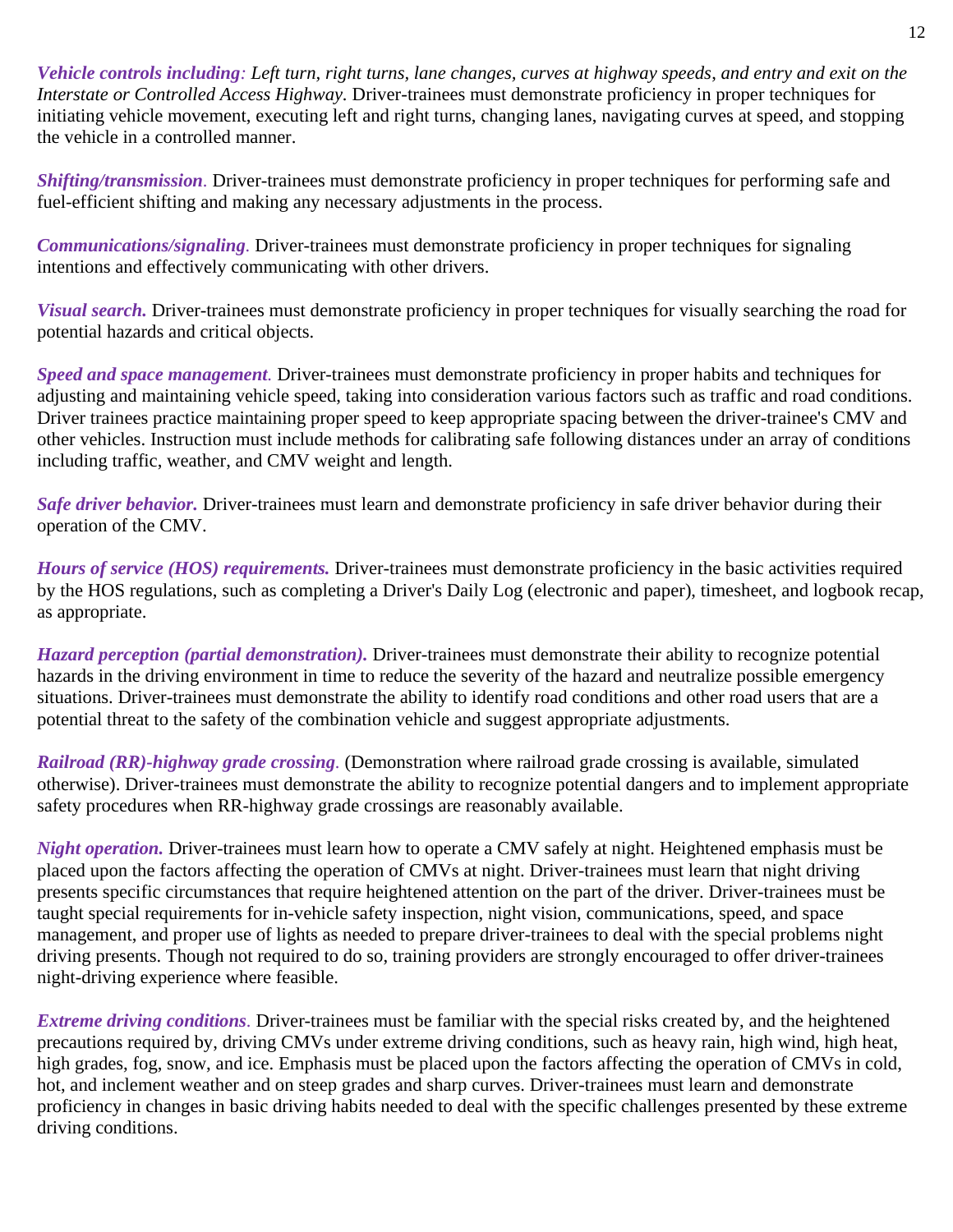***Vehicle controls including**: Left turn, right turns, lane changes, curves at highway speeds, and entry and exit on the Interstate or Controlled Access Highway.* Driver-trainees must demonstrate proficiency in proper techniques for initiating vehicle movement, executing left and right turns, changing lanes, navigating curves at speed, and stopping the vehicle in a controlled manner.

***Shifting/transmission***. Driver-trainees must demonstrate proficiency in proper techniques for performing safe and fuel-efficient shifting and making any necessary adjustments in the process.

***Communications/signaling***. Driver-trainees must demonstrate proficiency in proper techniques for signaling intentions and effectively communicating with other drivers.

***Visual search.*** Driver-trainees must demonstrate proficiency in proper techniques for visually searching the road for potential hazards and critical objects.

***Speed and space management***. Driver-trainees must demonstrate proficiency in proper habits and techniques for adjusting and maintaining vehicle speed, taking into consideration various factors such as traffic and road conditions. Driver trainees practice maintaining proper speed to keep appropriate spacing between the driver-trainee's CMV and other vehicles. Instruction must include methods for calibrating safe following distances under an array of conditions including traffic, weather, and CMV weight and length.

***Safe driver behavior.*** Driver-trainees must learn and demonstrate proficiency in safe driver behavior during their operation of the CMV.

***Hours of service (HOS) requirements.*** Driver-trainees must demonstrate proficiency in the basic activities required by the HOS regulations, such as completing a Driver's Daily Log (electronic and paper), timesheet, and logbook recap, as appropriate.

***Hazard perception (partial demonstration).*** Driver-trainees must demonstrate their ability to recognize potential hazards in the driving environment in time to reduce the severity of the hazard and neutralize possible emergency situations. Driver-trainees must demonstrate the ability to identify road conditions and other road users that are a potential threat to the safety of the combination vehicle and suggest appropriate adjustments.

***Railroad (RR)-highway grade crossing***. (Demonstration where railroad grade crossing is available, simulated otherwise). Driver-trainees must demonstrate the ability to recognize potential dangers and to implement appropriate safety procedures when RR-highway grade crossings are reasonably available.

***Night operation.*** Driver-trainees must learn how to operate a CMV safely at night. Heightened emphasis must be placed upon the factors affecting the operation of CMVs at night. Driver-trainees must learn that night driving presents specific circumstances that require heightened attention on the part of the driver. Driver-trainees must be taught special requirements for in-vehicle safety inspection, night vision, communications, speed, and space management, and proper use of lights as needed to prepare driver-trainees to deal with the special problems night driving presents. Though not required to do so, training providers are strongly encouraged to offer driver-trainees night-driving experience where feasible.

***Extreme driving conditions***. Driver-trainees must be familiar with the special risks created by, and the heightened precautions required by, driving CMVs under extreme driving conditions, such as heavy rain, high wind, high heat, high grades, fog, snow, and ice. Emphasis must be placed upon the factors affecting the operation of CMVs in cold, hot, and inclement weather and on steep grades and sharp curves. Driver-trainees must learn and demonstrate proficiency in changes in basic driving habits needed to deal with the specific challenges presented by these extreme driving conditions.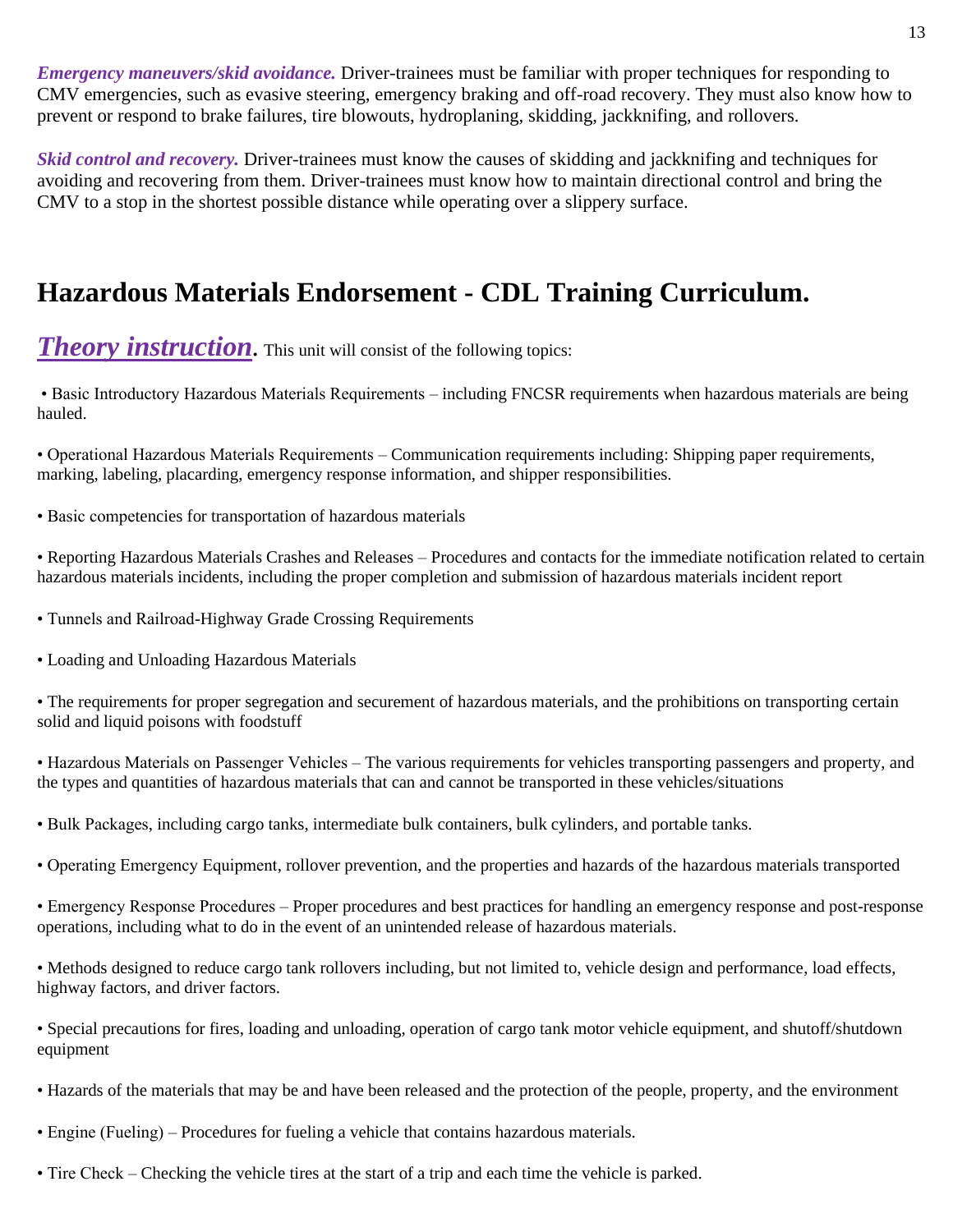***Emergency maneuvers/skid avoidance.*** Driver-trainees must be familiar with proper techniques for responding to CMV emergencies, such as evasive steering, emergency braking and off-road recovery. They must also know how to prevent or respond to brake failures, tire blowouts, hydroplaning, skidding, jackknifing, and rollovers.

***Skid control and recovery.*** Driver-trainees must know the causes of skidding and jackknifing and techniques for avoiding and recovering from them. Driver-trainees must know how to maintain directional control and bring the CMV to a stop in the shortest possible distance while operating over a slippery surface.

## Hazardous Materials Endorsement - CDL Training Curriculum.

***Theory instruction*****.** This unit will consist of the following topics:

- Basic Introductory Hazardous Materials Requirements – including FNCSR requirements when hazardous materials are being hauled.

- Operational Hazardous Materials Requirements – Communication requirements including: Shipping paper requirements, marking, labeling, placarding, emergency response information, and shipper responsibilities.

- Basic competencies for transportation of hazardous materials

- Reporting Hazardous Materials Crashes and Releases – Procedures and contacts for the immediate notification related to certain hazardous materials incidents, including the proper completion and submission of hazardous materials incident report

- Tunnels and Railroad-Highway Grade Crossing Requirements

- Loading and Unloading Hazardous Materials

- The requirements for proper segregation and securement of hazardous materials, and the prohibitions on transporting certain solid and liquid poisons with foodstuff

- Hazardous Materials on Passenger Vehicles – The various requirements for vehicles transporting passengers and property, and the types and quantities of hazardous materials that can and cannot be transported in these vehicles/situations

- Bulk Packages, including cargo tanks, intermediate bulk containers, bulk cylinders, and portable tanks.

- Operating Emergency Equipment, rollover prevention, and the properties and hazards of the hazardous materials transported

- Emergency Response Procedures – Proper procedures and best practices for handling an emergency response and post-response operations, including what to do in the event of an unintended release of hazardous materials.

- Methods designed to reduce cargo tank rollovers including, but not limited to, vehicle design and performance, load effects, highway factors, and driver factors.

- Special precautions for fires, loading and unloading, operation of cargo tank motor vehicle equipment, and shutoff/shutdown equipment

- Hazards of the materials that may be and have been released and the protection of the people, property, and the environment

- Engine (Fueling) – Procedures for fueling a vehicle that contains hazardous materials.

- Tire Check – Checking the vehicle tires at the start of a trip and each time the vehicle is parked.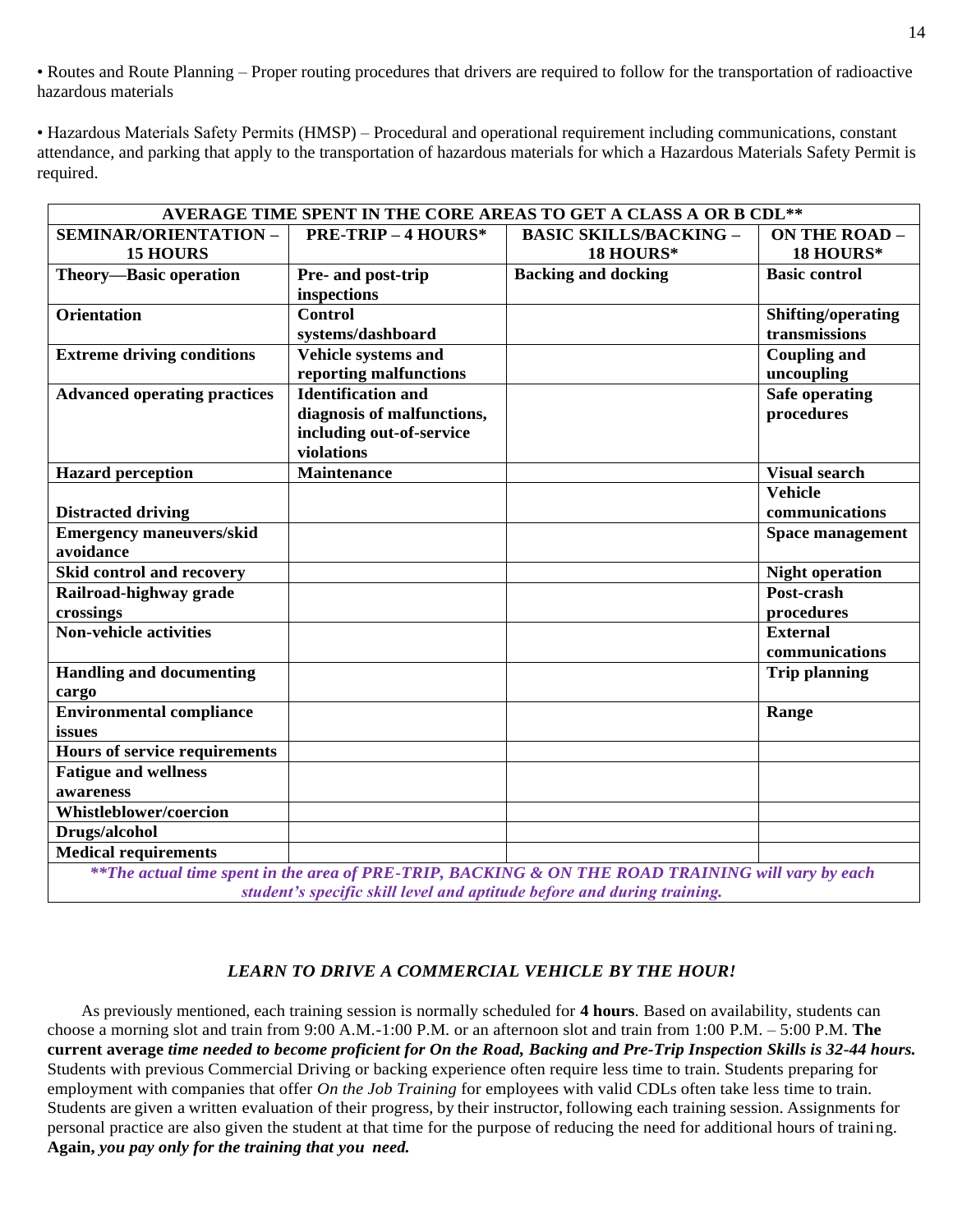• Routes and Route Planning – Proper routing procedures that drivers are required to follow for the transportation of radioactive hazardous materials

• Hazardous Materials Safety Permits (HMSP) – Procedural and operational requirement including communications, constant attendance, and parking that apply to the transportation of hazardous materials for which a Hazardous Materials Safety Permit is required.

| **AVERAGE TIME SPENT IN THE CORE AREAS TO GET A CLASS A OR B CDL\*\*** | | | |
|---|---|---|---|
| **SEMINAR/ORIENTATION – 15 HOURS** | **PRE-TRIP – 4 HOURS\*** | **BASIC SKILLS/BACKING – 18 HOURS\*** | **ON THE ROAD – 18 HOURS\*** |
| **Theory—Basic operation** | **Pre- and post-trip inspections** | **Backing and docking** | **Basic control** |
| **Orientation** | **Control systems/dashboard** | | **Shifting/operating transmissions** |
| **Extreme driving conditions** | **Vehicle systems and reporting malfunctions** | | **Coupling and uncoupling** |
| **Advanced operating practices** | **Identification and diagnosis of malfunctions, including out-of-service violations** | | **Safe operating procedures** |
| **Hazard perception** | **Maintenance** | | **Visual search** |
| **Distracted driving** | | | **Vehicle communications** |
| **Emergency maneuvers/skid avoidance** | | | **Space management** |
| **Skid control and recovery** | | | **Night operation** |
| **Railroad-highway grade crossings** | | | **Post-crash procedures** |
| **Non-vehicle activities** | | | **External communications** |
| **Handling and documenting cargo** | | | **Trip planning** |
| **Environmental compliance issues** | | | **Range** |
| **Hours of service requirements** | | | |
| **Fatigue and wellness awareness** | | | |
| **Whistleblower/coercion** | | | |
| **Drugs/alcohol** | | | |
| **Medical requirements** | | | |
| ***\*\*The actual time spent in the area of PRE-TRIP, BACKING & ON THE ROAD TRAINING will vary by each student's specific skill level and aptitude before and during training.*** | | | |

### *LEARN TO DRIVE A COMMERCIAL VEHICLE BY THE HOUR!*

As previously mentioned, each training session is normally scheduled for **4 hours**. Based on availability, students can choose a morning slot and train from 9:00 A.M.-1:00 P.M. or an afternoon slot and train from 1:00 P.M. – 5:00 P.M. **The current average *time needed to become proficient for On the Road, Backing and Pre-Trip Inspection Skills is 32-44 hours.*** Students with previous Commercial Driving or backing experience often require less time to train. Students preparing for employment with companies that offer *On the Job Training* for employees with valid CDLs often take less time to train. Students are given a written evaluation of their progress, by their instructor, following each training session. Assignments for personal practice are also given the student at that time for the purpose of reducing the need for additional hours of training. **Again, *you pay only for the training that you need.***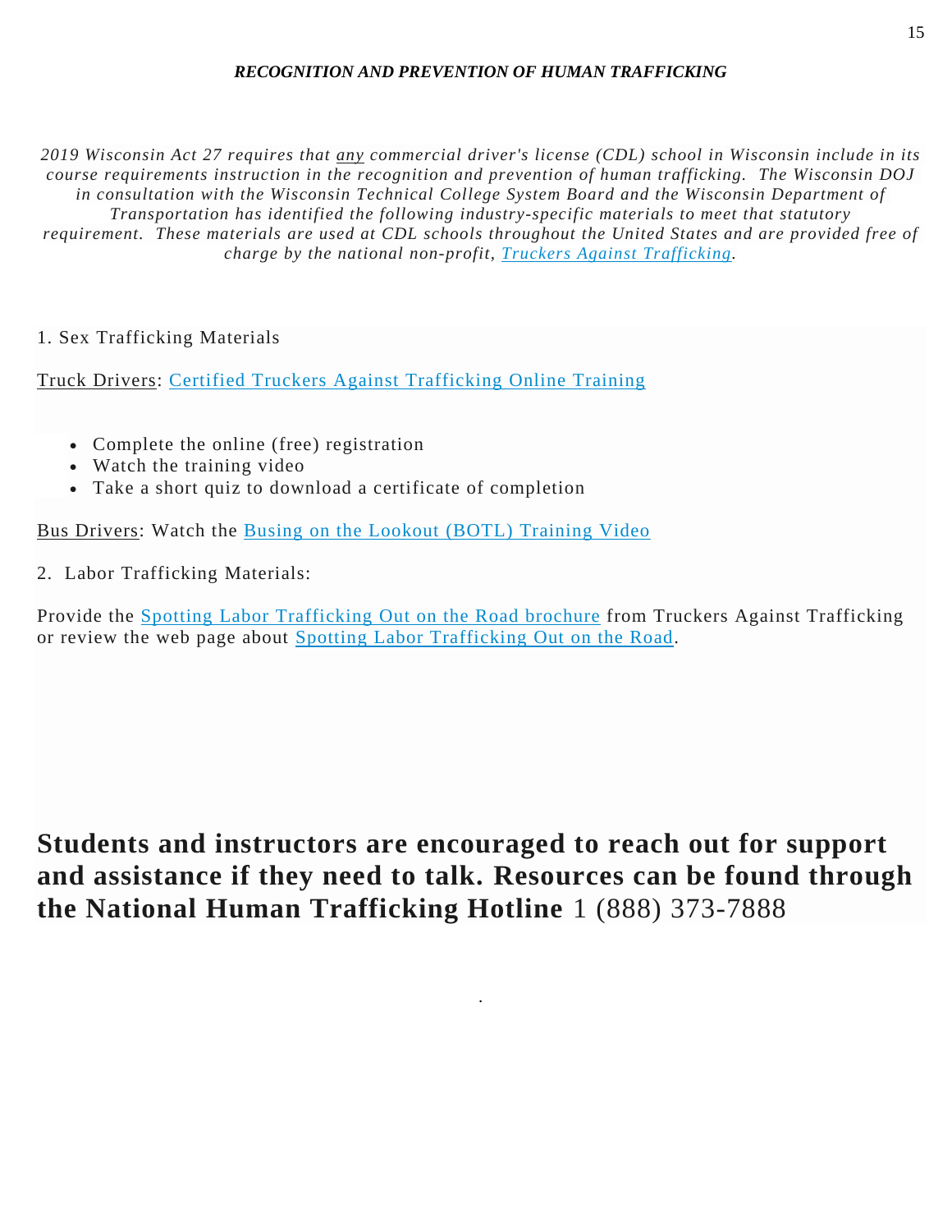***RECOGNITION AND PREVENTION OF HUMAN TRAFFICKING***

*2019 Wisconsin Act 27 requires that any commercial driver's license (CDL) school in Wisconsin include in its course requirements instruction in the recognition and prevention of human trafficking. The Wisconsin DOJ in consultation with the Wisconsin Technical College System Board and the Wisconsin Department of Transportation has identified the following industry-specific materials to meet that statutory requirement. These materials are used at CDL schools throughout the United States and are provided free of charge by the national non-profit, Truckers Against Trafficking.*

1. Sex Trafficking Materials

Truck Drivers: Certified Truckers Against Trafficking Online Training

- Complete the online (free) registration
- Watch the training video
- Take a short quiz to download a certificate of completion

Bus Drivers: Watch the Busing on the Lookout (BOTL) Training Video

2. Labor Trafficking Materials:

Provide the Spotting Labor Trafficking Out on the Road brochure from Truckers Against Trafficking or review the web page about Spotting Labor Trafficking Out on the Road.

**Students and instructors are encouraged to reach out for support and assistance if they need to talk. Resources can be found through the National Human Trafficking Hotline** 1 (888) 373-7888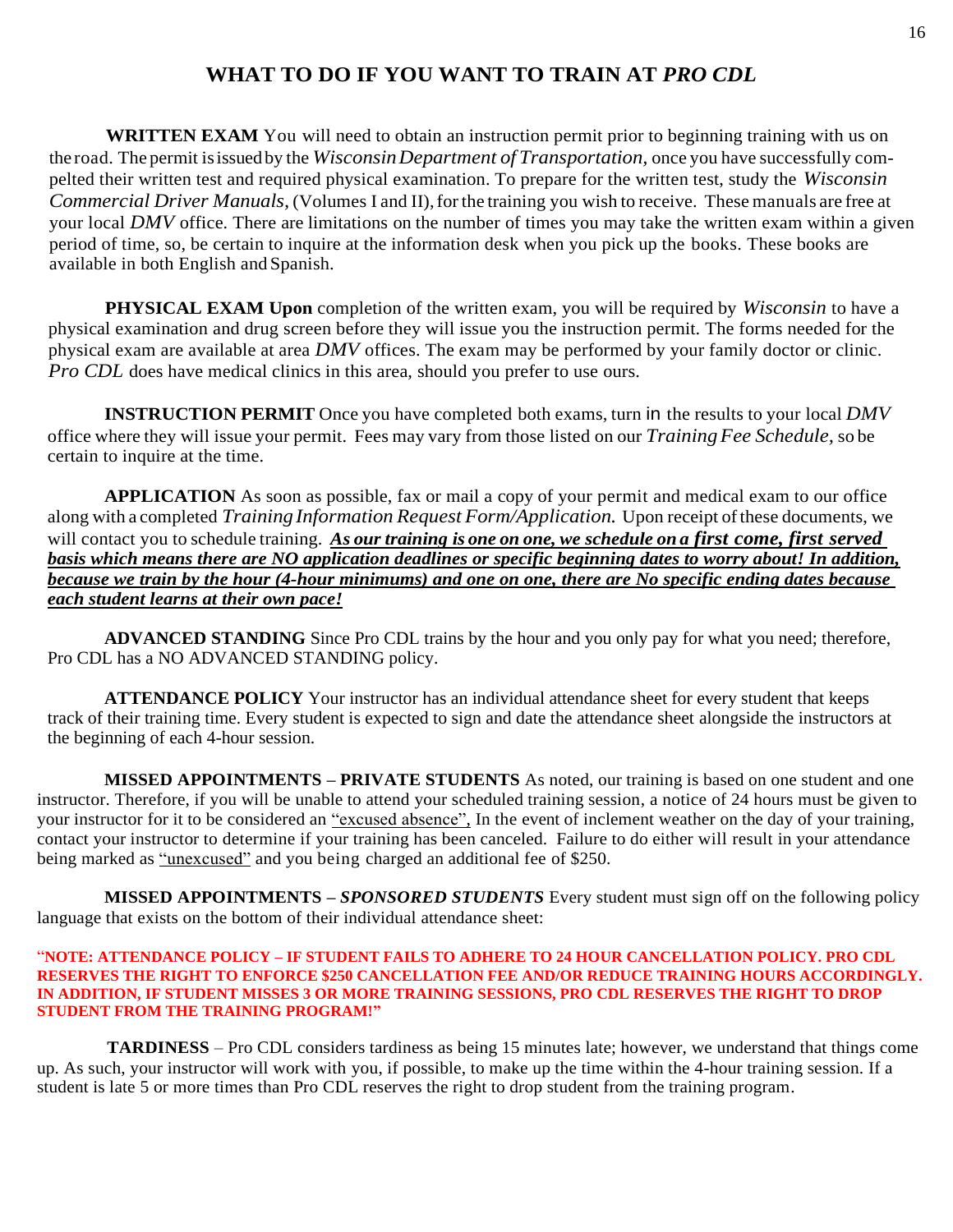# WHAT TO DO IF YOU WANT TO TRAIN AT *PRO CDL*

**WRITTEN EXAM** You will need to obtain an instruction permit prior to beginning training with us on the road. The permit is issued by the *Wisconsin Department of Transportation*, once you have successfully compelted their written test and required physical examination. To prepare for the written test, study the *Wisconsin Commercial Driver Manuals*, (Volumes I and II), for the training you wish to receive. These manuals are free at your local *DMV* office. There are limitations on the number of times you may take the written exam within a given period of time, so, be certain to inquire at the information desk when you pick up the books. These books are available in both English and Spanish.

**PHYSICAL EXAM Upon** completion of the written exam, you will be required by *Wisconsin* to have a physical examination and drug screen before they will issue you the instruction permit. The forms needed for the physical exam are available at area *DMV* offices. The exam may be performed by your family doctor or clinic. *Pro CDL* does have medical clinics in this area, should you prefer to use ours.

**INSTRUCTION PERMIT** Once you have completed both exams, turn in the results to your local *DMV* office where they will issue your permit. Fees may vary from those listed on our *Training Fee Schedule*, so be certain to inquire at the time.

**APPLICATION** As soon as possible, fax or mail a copy of your permit and medical exam to our office along with a completed *Training Information Request Form/Application.* Upon receipt of these documents, we will contact you to schedule training. ***As our training is one on one, we schedule on a first come, first served basis which means there are NO application deadlines or specific beginning dates to worry about! In addition, because we train by the hour (4-hour minimums) and one on one, there are No specific ending dates because each student learns at their own pace!***

**ADVANCED STANDING** Since Pro CDL trains by the hour and you only pay for what you need; therefore, Pro CDL has a NO ADVANCED STANDING policy.

**ATTENDANCE POLICY** Your instructor has an individual attendance sheet for every student that keeps track of their training time. Every student is expected to sign and date the attendance sheet alongside the instructors at the beginning of each 4-hour session.

**MISSED APPOINTMENTS – PRIVATE STUDENTS** As noted, our training is based on one student and one instructor. Therefore, if you will be unable to attend your scheduled training session, a notice of 24 hours must be given to your instructor for it to be considered an "excused absence", In the event of inclement weather on the day of your training, contact your instructor to determine if your training has been canceled. Failure to do either will result in your attendance being marked as "unexcused" and you being charged an additional fee of $250.

**MISSED APPOINTMENTS – *SPONSORED STUDENTS*** Every student must sign off on the following policy language that exists on the bottom of their individual attendance sheet:

**"NOTE: ATTENDANCE POLICY – IF STUDENT FAILS TO ADHERE TO 24 HOUR CANCELLATION POLICY. PRO CDL RESERVES THE RIGHT TO ENFORCE $250 CANCELLATION FEE AND/OR REDUCE TRAINING HOURS ACCORDINGLY. IN ADDITION, IF STUDENT MISSES 3 OR MORE TRAINING SESSIONS, PRO CDL RESERVES THE RIGHT TO DROP STUDENT FROM THE TRAINING PROGRAM!"**

**TARDINESS** – Pro CDL considers tardiness as being 15 minutes late; however, we understand that things come up. As such, your instructor will work with you, if possible, to make up the time within the 4-hour training session. If a student is late 5 or more times than Pro CDL reserves the right to drop student from the training program.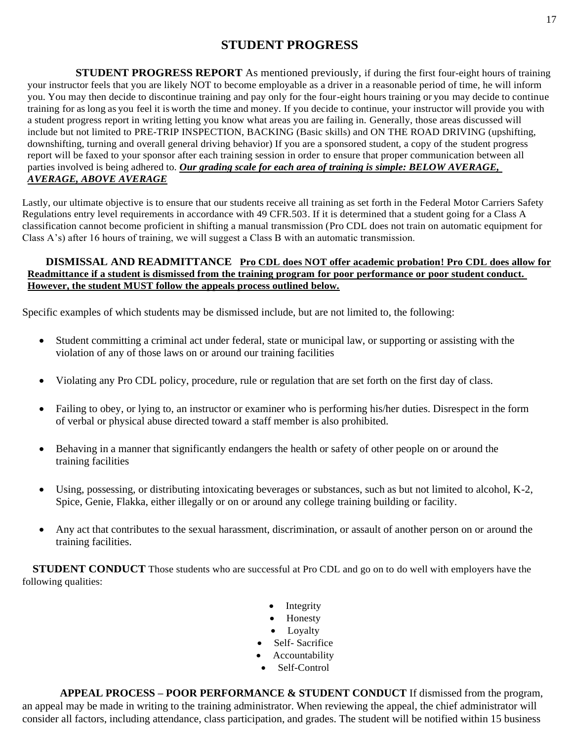# STUDENT PROGRESS

**STUDENT PROGRESS REPORT** As mentioned previously, if during the first four-eight hours of training your instructor feels that you are likely NOT to become employable as a driver in a reasonable period of time, he will inform you. You may then decide to discontinue training and pay only for the four-eight hours training or you may decide to continue training for as long as you feel it is worth the time and money. If you decide to continue, your instructor will provide you with a student progress report in writing letting you know what areas you are failing in. Generally, those areas discussed will include but not limited to PRE-TRIP INSPECTION, BACKING (Basic skills) and ON THE ROAD DRIVING (upshifting, downshifting, turning and overall general driving behavior) If you are a sponsored student, a copy of the student progress report will be faxed to your sponsor after each training session in order to ensure that proper communication between all parties involved is being adhered to. ***Our grading scale for each area of training is simple: BELOW AVERAGE, AVERAGE, ABOVE AVERAGE***

Lastly, our ultimate objective is to ensure that our students receive all training as set forth in the Federal Motor Carriers Safety Regulations entry level requirements in accordance with 49 CFR.503. If it is determined that a student going for a Class A classification cannot become proficient in shifting a manual transmission (Pro CDL does not train on automatic equipment for Class A's) after 16 hours of training, we will suggest a Class B with an automatic transmission.

**DISMISSAL AND READMITTANCE** **Pro CDL does NOT offer academic probation! Pro CDL does allow for Readmittance if a student is dismissed from the training program for poor performance or poor student conduct. However, the student MUST follow the appeals process outlined below.**

Specific examples of which students may be dismissed include, but are not limited to, the following:

- Student committing a criminal act under federal, state or municipal law, or supporting or assisting with the violation of any of those laws on or around our training facilities
- Violating any Pro CDL policy, procedure, rule or regulation that are set forth on the first day of class.
- Failing to obey, or lying to, an instructor or examiner who is performing his/her duties. Disrespect in the form of verbal or physical abuse directed toward a staff member is also prohibited.
- Behaving in a manner that significantly endangers the health or safety of other people on or around the training facilities
- Using, possessing, or distributing intoxicating beverages or substances, such as but not limited to alcohol, K-2, Spice, Genie, Flakka, either illegally or on or around any college training building or facility.
- Any act that contributes to the sexual harassment, discrimination, or assault of another person on or around the training facilities.

**STUDENT CONDUCT** Those students who are successful at Pro CDL and go on to do well with employers have the following qualities:

- Integrity
- Honesty
- Loyalty
- Self- Sacrifice
- Accountability
- Self-Control

**APPEAL PROCESS – POOR PERFORMANCE & STUDENT CONDUCT** If dismissed from the program, an appeal may be made in writing to the training administrator. When reviewing the appeal, the chief administrator will consider all factors, including attendance, class participation, and grades. The student will be notified within 15 business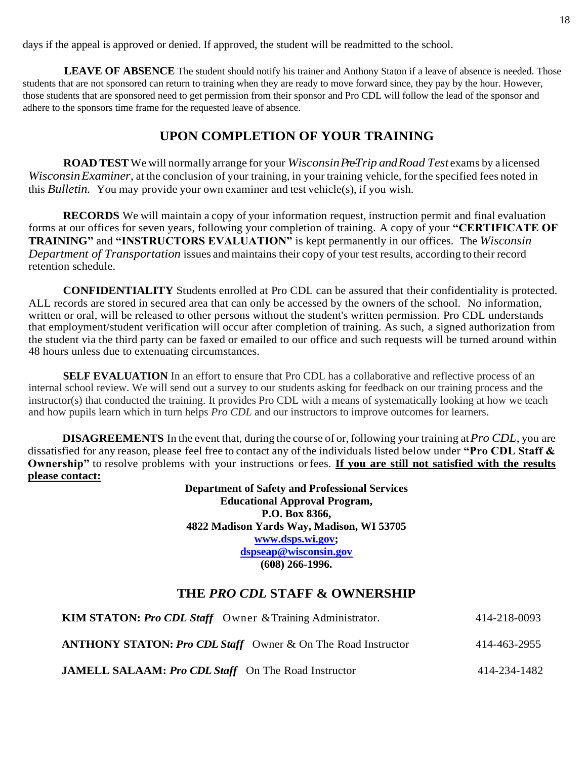days if the appeal is approved or denied. If approved, the student will be readmitted to the school.

**LEAVE OF ABSENCE** The student should notify his trainer and Anthony Staton if a leave of absence is needed. Those students that are not sponsored can return to training when they are ready to move forward since, they pay by the hour. However, those students that are sponsored need to get permission from their sponsor and Pro CDL will follow the lead of the sponsor and adhere to the sponsors time frame for the requested leave of absence.

## UPON COMPLETION OF YOUR TRAINING

**ROAD TEST** We will normally arrange for your *Wisconsin Pre-Trip and Road Test* exams by a licensed *Wisconsin Examiner*, at the conclusion of your training, in your training vehicle, for the specified fees noted in this *Bulletin.* You may provide your own examiner and test vehicle(s), if you wish.

**RECORDS** We will maintain a copy of your information request, instruction permit and final evaluation forms at our offices for seven years, following your completion of training. A copy of your **"CERTIFICATE OF TRAINING"** and **"INSTRUCTORS EVALUATION"** is kept permanently in our offices. The *Wisconsin Department of Transportation* issues and maintains their copy of your test results, according to their record retention schedule.

**CONFIDENTIALITY** Students enrolled at Pro CDL can be assured that their confidentiality is protected. ALL records are stored in secured area that can only be accessed by the owners of the school. No information, written or oral, will be released to other persons without the student's written permission. Pro CDL understands that employment/student verification will occur after completion of training. As such, a signed authorization from the student via the third party can be faxed or emailed to our office and such requests will be turned around within 48 hours unless due to extenuating circumstances.

**SELF EVALUATION** In an effort to ensure that Pro CDL has a collaborative and reflective process of an internal school review. We will send out a survey to our students asking for feedback on our training process and the instructor(s) that conducted the training. It provides Pro CDL with a means of systematically looking at how we teach and how pupils learn which in turn helps *Pro CDL* and our instructors to improve outcomes for learners.

**DISAGREEMENTS** In the event that, during the course of or, following your training at *Pro CDL*, you are dissatisfied for any reason, please feel free to contact any of the individuals listed below under **"Pro CDL Staff & Ownership"** to resolve problems with your instructions or fees. **<u>If you are still not satisfied with the results please contact:</u>**

**Department of Safety and Professional Services**
**Educational Approval Program,**
**P.O. Box 8366,**
**4822 Madison Yards Way, Madison, WI 53705**
**www.dsps.wi.gov;**
**dspseap@wisconsin.gov**
**(608) 266-1996.**

## THE *PRO CDL* STAFF & OWNERSHIP

**KIM STATON:** ***Pro CDL Staff*** Owner & Training Administrator. 414-218-0093

**ANTHONY STATON:** ***Pro CDL Staff*** Owner & On The Road Instructor 414-463-2955

**JAMELL SALAAM:** ***Pro CDL Staff*** On The Road Instructor 414-234-1482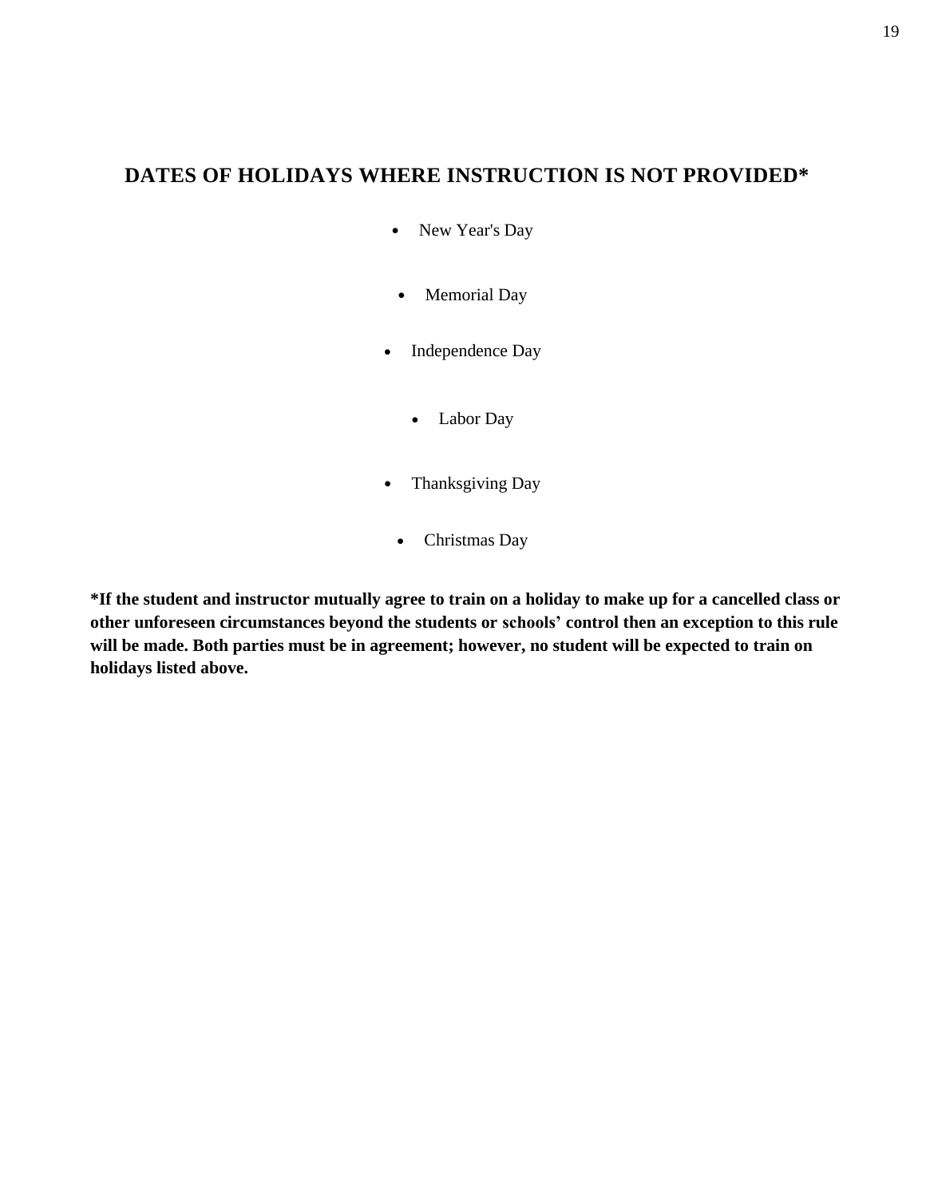## DATES OF HOLIDAYS WHERE INSTRUCTION IS NOT PROVIDED*

- New Year's Day
- Memorial Day
- Independence Day
- Labor Day
- Thanksgiving Day
- Christmas Day

**\*If the student and instructor mutually agree to train on a holiday to make up for a cancelled class or other unforeseen circumstances beyond the students or schools' control then an exception to this rule will be made. Both parties must be in agreement; however, no student will be expected to train on holidays listed above.**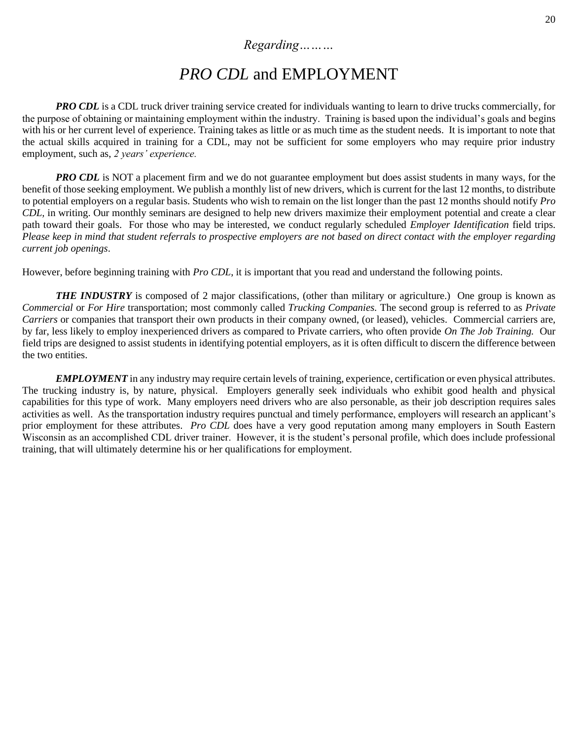*Regarding………*

# *PRO CDL* and EMPLOYMENT

***PRO CDL*** is a CDL truck driver training service created for individuals wanting to learn to drive trucks commercially, for the purpose of obtaining or maintaining employment within the industry. Training is based upon the individual's goals and begins with his or her current level of experience. Training takes as little or as much time as the student needs. It is important to note that the actual skills acquired in training for a CDL, may not be sufficient for some employers who may require prior industry employment, such as, *2 years' experience.*

***PRO CDL*** is NOT a placement firm and we do not guarantee employment but does assist students in many ways, for the benefit of those seeking employment. We publish a monthly list of new drivers, which is current for the last 12 months, to distribute to potential employers on a regular basis. Students who wish to remain on the list longer than the past 12 months should notify *Pro CDL,* in writing. Our monthly seminars are designed to help new drivers maximize their employment potential and create a clear path toward their goals. For those who may be interested, we conduct regularly scheduled *Employer Identification* field trips. *Please keep in mind that student referrals to prospective employers are not based on direct contact with the employer regarding current job openings*.

However, before beginning training with *Pro CDL*, it is important that you read and understand the following points.

***THE INDUSTRY*** is composed of 2 major classifications, (other than military or agriculture.) One group is known as *Commercial* or *For Hire* transportation; most commonly called *Trucking Companies.* The second group is referred to as *Private Carriers* or companies that transport their own products in their company owned, (or leased), vehicles. Commercial carriers are, by far, less likely to employ inexperienced drivers as compared to Private carriers, who often provide *On The Job Training.* Our field trips are designed to assist students in identifying potential employers, as it is often difficult to discern the difference between the two entities.

***EMPLOYMENT*** in any industry may require certain levels of training, experience, certification or even physical attributes. The trucking industry is, by nature, physical. Employers generally seek individuals who exhibit good health and physical capabilities for this type of work. Many employers need drivers who are also personable, as their job description requires sales activities as well. As the transportation industry requires punctual and timely performance, employers will research an applicant's prior employment for these attributes. *Pro CDL* does have a very good reputation among many employers in South Eastern Wisconsin as an accomplished CDL driver trainer. However, it is the student's personal profile, which does include professional training, that will ultimately determine his or her qualifications for employment.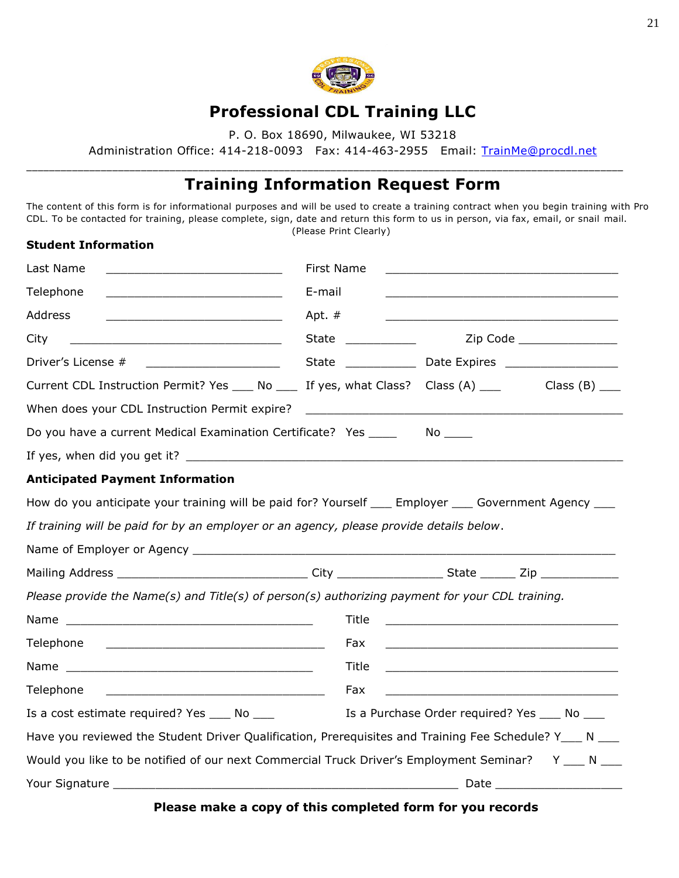# Professional CDL Training LLC

P. O. Box 18690, Milwaukee, WI 53218

Administration Office: 414-218-0093   Fax: 414-463-2955   Email: TrainMe@procdl.net

---

## Training Information Request Form

The content of this form is for informational purposes and will be used to create a training contract when you begin training with Pro CDL. To be contacted for training, please complete, sign, date and return this form to us in person, via fax, email, or snail mail.

(Please Print Clearly)

**Student Information**

Last Name ________________________ First Name ________________________________

Telephone ________________________ E-mail ________________________________

Address ________________________ Apt. # ________________________________

City ____________________________ State __________ Zip Code ______________

Driver's License # ___________________ State __________ Date Expires ________________

Current CDL Instruction Permit? Yes ___ No ___ If yes, what Class? Class (A) ___ Class (B) ___

When does your CDL Instruction Permit expire? ________________________________________

Do you have a current Medical Examination Certificate? Yes ____ No ____

If yes, when did you get it? ____________________________________________________________

**Anticipated Payment Information**

How do you anticipate your training will be paid for? Yourself ___ Employer ___ Government Agency ___

*If training will be paid for by an employer or an agency, please provide details below.*

Name of Employer or Agency ________________________________________________________

Mailing Address __________________________ City ______________ State _____ Zip ___________

*Please provide the Name(s) and Title(s) of person(s) authorizing payment for your CDL training.*

Name __________________________________ Title ________________________________

Telephone ______________________________ Fax ________________________________

Name __________________________________ Title ________________________________

Telephone ______________________________ Fax ________________________________

Is a cost estimate required? Yes ___ No ___ Is a Purchase Order required? Yes ___ No ___

Have you reviewed the Student Driver Qualification, Prerequisites and Training Fee Schedule? Y___ N ___

Would you like to be notified of our next Commercial Truck Driver's Employment Seminar? Y ___ N ___

Your Signature ______________________________________________ Date __________________

**Please make a copy of this completed form for you records**